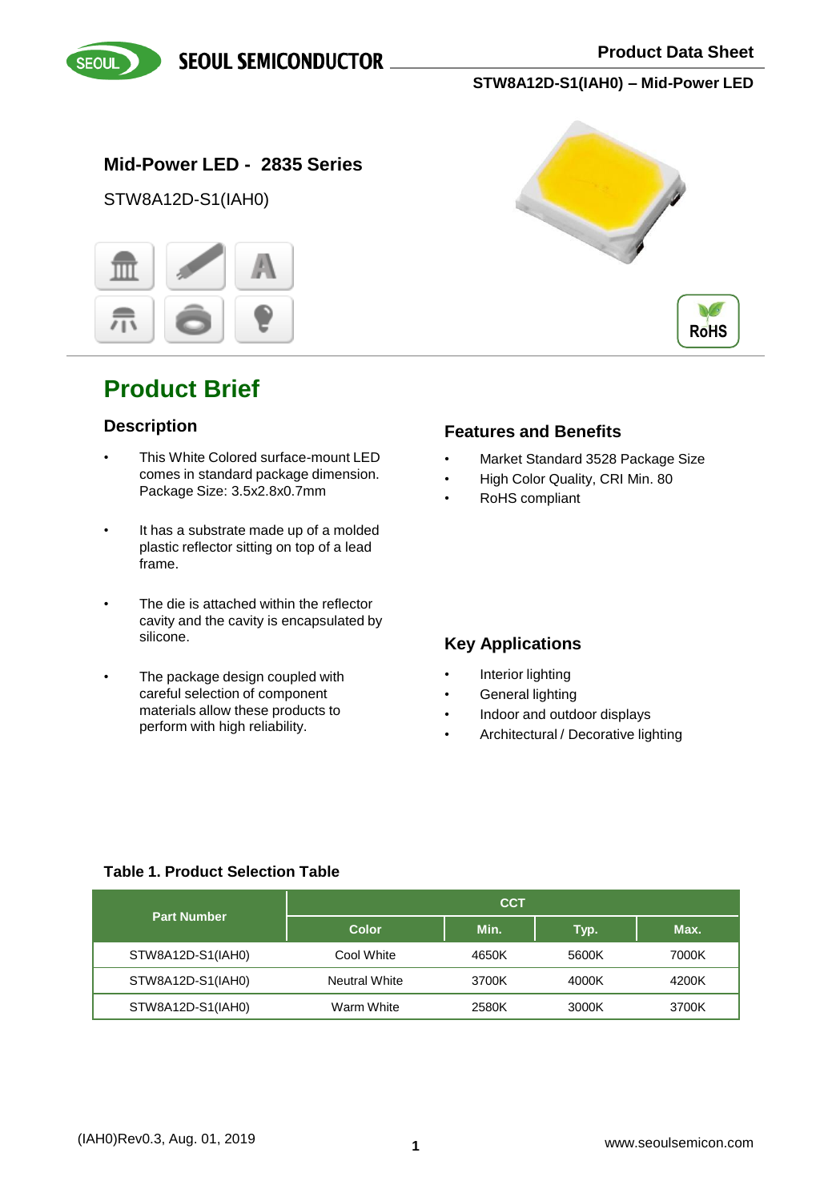# Mid-Power LED - 2835 Series

STW8A12D-S1(IAH0)

RoHS

## Product Brief

### Description

- This White Colored surface-mount LED comes in standard package dimension. Package Size: 3.5x2.8x0.7mm
- It has a substrate made up of a molded plastic reflector sitting on top of a lead frame.
- The die is attached within the reflector cavity and the cavity is encapsulated by silicone.
- The package design coupled with careful selection of component materials allow these products to perform with high reliability.

### Features and Benefits

- Market Standard 3528 Package Size
- High Color Quality, CRI Min. 80
- RoHS compliant

### Key Applications

- Interior lighting
- General lighting
- Indoor and outdoor displays
- Architectural / Decorative lighting

**Table 1. Product Selection Table**

| Part Number | CCT | | | |
|---|---|---|---|---|
| | Color | Min. | Typ. | Max. |
| STW8A12D-S1(IAH0) | Cool White | 4650K | 5600K | 7000K |
| STW8A12D-S1(IAH0) | Neutral White | 3700K | 4000K | 4200K |
| STW8A12D-S1(IAH0) | Warm White | 2580K | 3000K | 3700K |

(IAH0)Rev0.3, Aug. 01, 2019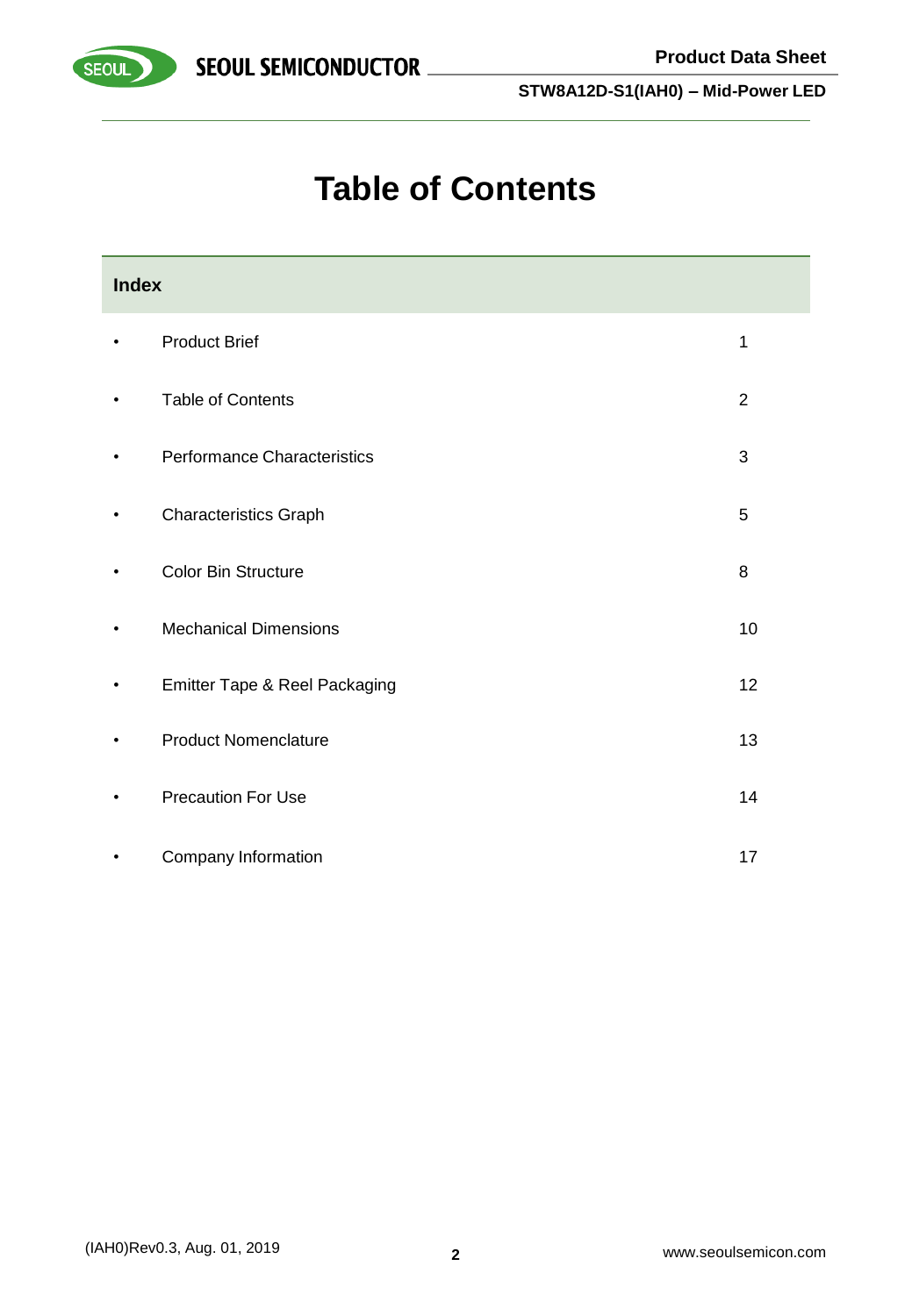# Table of Contents

| Index | | |
|---|---|---|
| • | Product Brief | 1 |
| • | Table of Contents | 2 |
| • | Performance Characteristics | 3 |
| • | Characteristics Graph | 5 |
| • | Color Bin Structure | 8 |
| • | Mechanical Dimensions | 10 |
| • | Emitter Tape & Reel Packaging | 12 |
| • | Product Nomenclature | 13 |
| • | Precaution For Use | 14 |
| • | Company Information | 17 |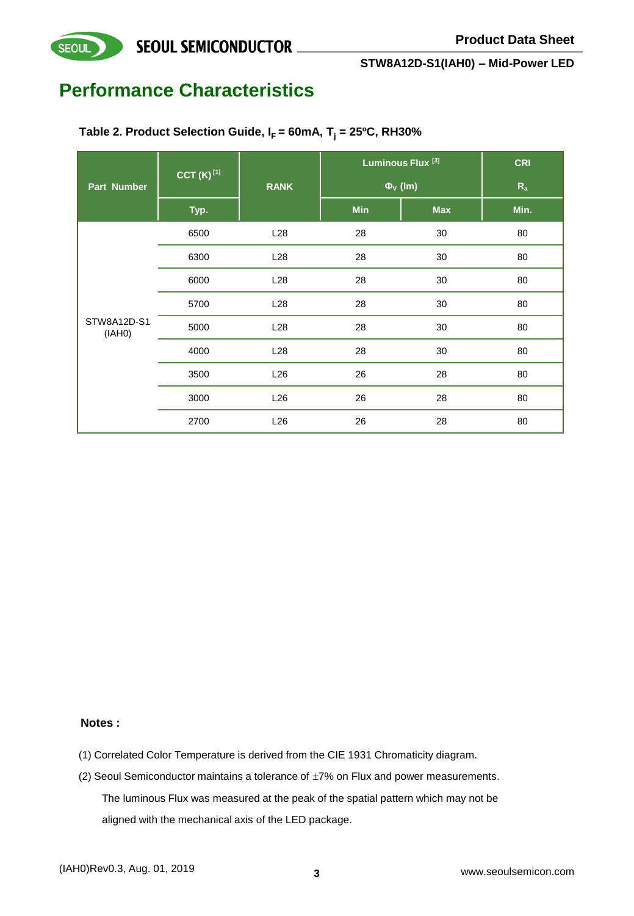# Performance Characteristics

**Table 2. Product Selection Guide, $I_F$ = 60mA, $T_j$ = 25ºC, RH30%**

| Part Number | CCT (K) [1] | RANK | Luminous Flux [3] $\Phi_V$ (lm) | | CRI $R_a$ |
|---|---|---|---|---|---|
| | Typ. | | Min | Max | Min. |
| STW8A12D-S1 (IAH0) | 6500 | L28 | 28 | 30 | 80 |
| | 6300 | L28 | 28 | 30 | 80 |
| | 6000 | L28 | 28 | 30 | 80 |
| | 5700 | L28 | 28 | 30 | 80 |
| | 5000 | L28 | 28 | 30 | 80 |
| | 4000 | L28 | 28 | 30 | 80 |
| | 3500 | L26 | 26 | 28 | 80 |
| | 3000 | L26 | 26 | 28 | 80 |
| | 2700 | L26 | 26 | 28 | 80 |

**Notes :**

(1) Correlated Color Temperature is derived from the CIE 1931 Chromaticity diagram.

(2) Seoul Semiconductor maintains a tolerance of ±7% on Flux and power measurements.
The luminous Flux was measured at the peak of the spatial pattern which may not be aligned with the mechanical axis of the LED package.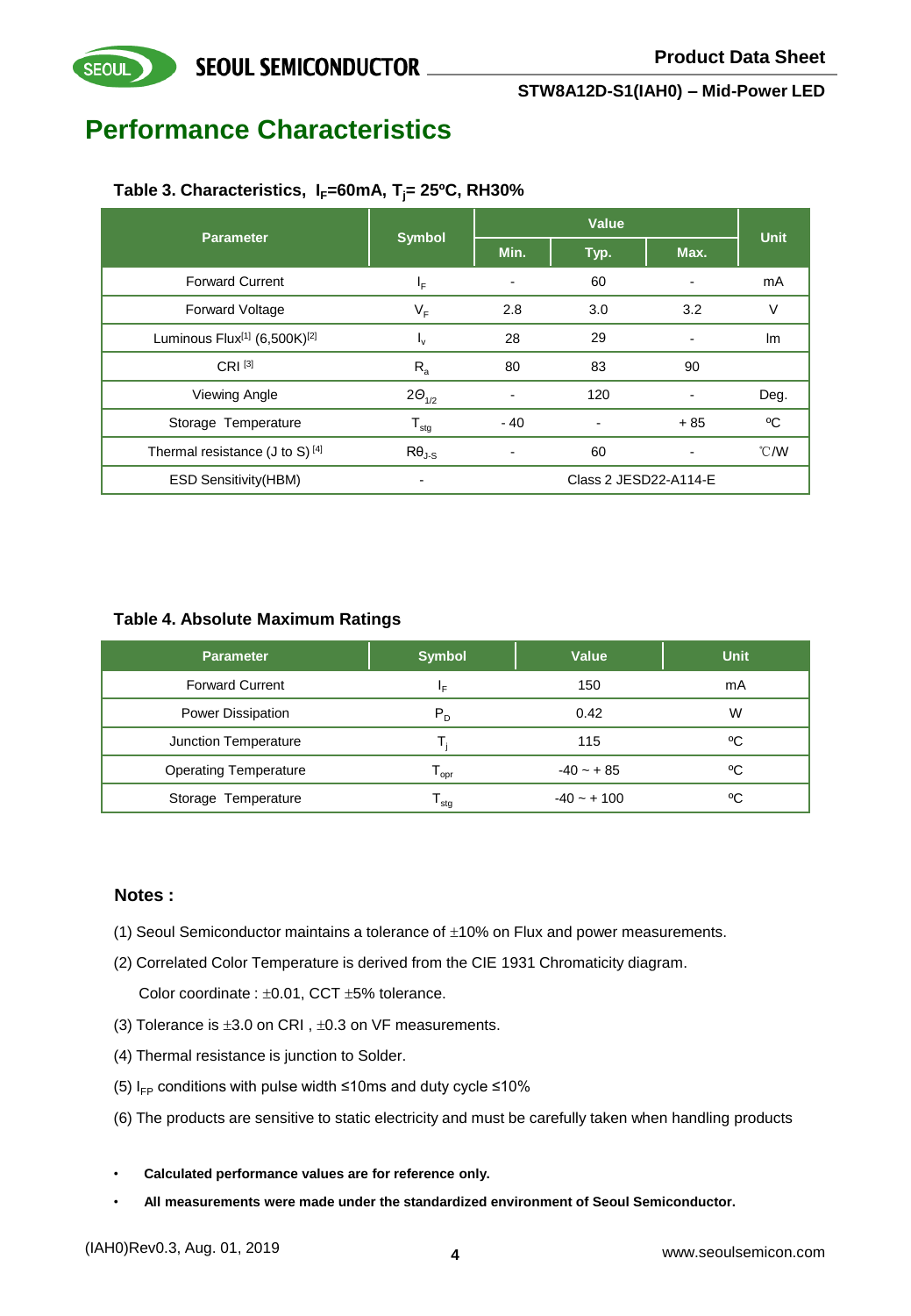## Performance Characteristics

**Table 3. Characteristics, $I_F$=60mA, $T_j$= 25ºC, RH30%**

| Parameter | Symbol | Value | | | Unit |
|---|---|---|---|---|---|
| | | Min. | Typ. | Max. | |
| Forward Current | $I_F$ | - | 60 | - | mA |
| Forward Voltage | $V_F$ | 2.8 | 3.0 | 3.2 | V |
| Luminous Flux[1] (6,500K)[2] | $I_v$ | 28 | 29 | - | lm |
| CRI [3] | $R_a$ | 80 | 83 | 90 | |
| Viewing Angle | $2\Theta_{1/2}$ | - | 120 | - | Deg. |
| Storage Temperature | $T_{stg}$ | - 40 | - | + 85 | ºC |
| Thermal resistance (J to S) [4] | $R\theta_{J-S}$ | - | 60 | - | ℃/W |
| ESD Sensitivity(HBM) | - | Class 2 JESD22-A114-E | | | |

**Table 4. Absolute Maximum Ratings**

| Parameter | Symbol | Value | Unit |
|---|---|---|---|
| Forward Current | $I_F$ | 150 | mA |
| Power Dissipation | $P_D$ | 0.42 | W |
| Junction Temperature | $T_j$ | 115 | ºC |
| Operating Temperature | $T_{opr}$ | -40 ~ + 85 | ºC |
| Storage Temperature | $T_{stg}$ | -40 ~ + 100 | ºC |

### Notes :

(1) Seoul Semiconductor maintains a tolerance of ±10% on Flux and power measurements.

(2) Correlated Color Temperature is derived from the CIE 1931 Chromaticity diagram.

Color coordinate : ±0.01, CCT ±5% tolerance.

(3) Tolerance is ±3.0 on CRI , ±0.3 on VF measurements.

(4) Thermal resistance is junction to Solder.

(5) $I_{FP}$ conditions with pulse width ≤10ms and duty cycle ≤10%

(6) The products are sensitive to static electricity and must be carefully taken when handling products

- **Calculated performance values are for reference only.**
- **All measurements were made under the standardized environment of Seoul Semiconductor.**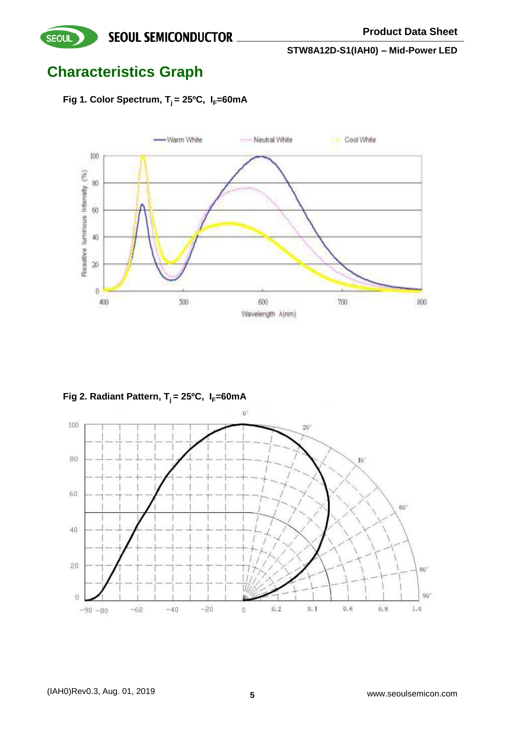## Characteristics Graph

**Fig 1. Color Spectrum, $T_j$ = 25ºC, $I_F$=60mA**

**Fig 2. Radiant Pattern, $T_j$ = 25ºC, $I_F$=60mA**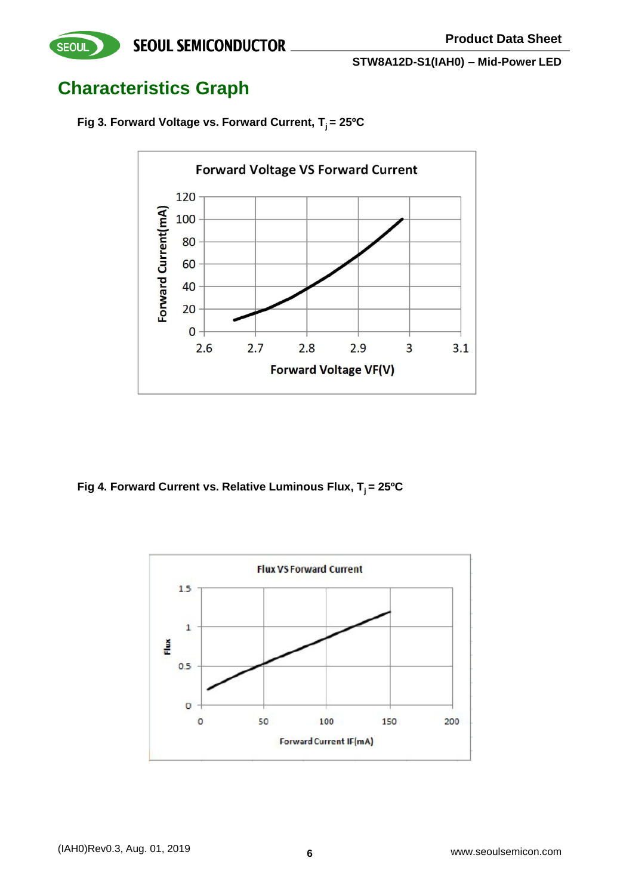## Characteristics Graph

**Fig 3. Forward Voltage vs. Forward Current, $T_j$ = 25ºC**

**Fig 4. Forward Current vs. Relative Luminous Flux, $T_j$ = 25ºC**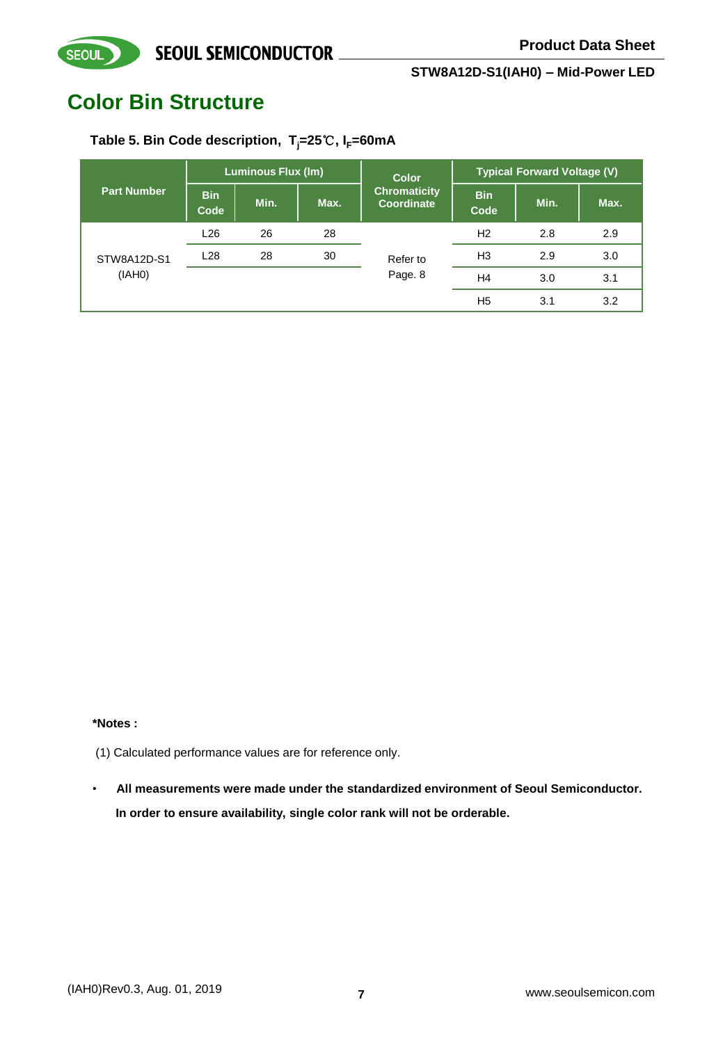# Color Bin Structure

**Table 5. Bin Code description, $T_j$=25℃, $I_F$=60mA**

| Part Number | Luminous Flux (lm) | | | Color Chromaticity Coordinate | Typical Forward Voltage (V) | | |
|---|---|---|---|---|---|---|---|
| | Bin Code | Min. | Max. | | Bin Code | Min. | Max. |
| STW8A12D-S1 (IAH0) | L26 | 26 | 28 | Refer to Page. 8 | H2 | 2.8 | 2.9 |
| | L28 | 28 | 30 | | H3 | 2.9 | 3.0 |
| | | | | | H4 | 3.0 | 3.1 |
| | | | | | H5 | 3.1 | 3.2 |

**\*Notes :**

(1) Calculated performance values are for reference only.

- **All measurements were made under the standardized environment of Seoul Semiconductor. In order to ensure availability, single color rank will not be orderable.**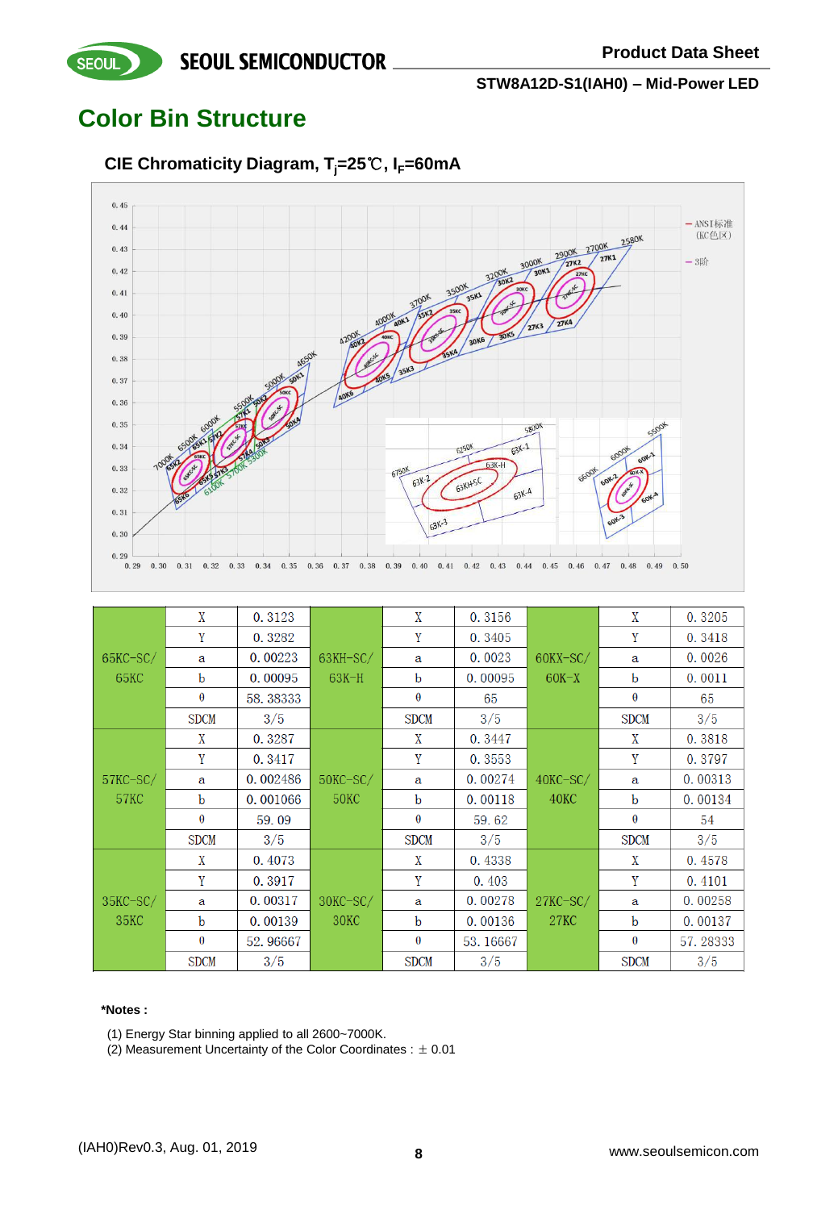## Color Bin Structure

### CIE Chromaticity Diagram, $T_j$=25℃, $I_F$=60mA

| 65KC-SC/ 65KC | X | 0.3123 | 63KH-SC/ 63K-H | X | 0.3156 | 60KX-SC/ 60K-X | X | 0.3205 |
|---|---|---|---|---|---|---|---|---|
| | Y | 0.3282 | | Y | 0.3405 | | Y | 0.3418 |
| | a | 0.00223 | | a | 0.0023 | | a | 0.0026 |
| | b | 0.00095 | | b | 0.00095 | | b | 0.0011 |
| | θ | 58.38333 | | θ | 65 | | θ | 65 |
| | SDCM | 3/5 | | SDCM | 3/5 | | SDCM | 3/5 |
| 57KC-SC/ 57KC | X | 0.3287 | 50KC-SC/ 50KC | X | 0.3447 | 40KC-SC/ 40KC | X | 0.3818 |
| | Y | 0.3417 | | Y | 0.3553 | | Y | 0.3797 |
| | a | 0.002486 | | a | 0.00274 | | a | 0.00313 |
| | b | 0.001066 | | b | 0.00118 | | b | 0.00134 |
| | θ | 59.09 | | θ | 59.62 | | θ | 54 |
| | SDCM | 3/5 | | SDCM | 3/5 | | SDCM | 3/5 |
| 35KC-SC/ 35KC | X | 0.4073 | 30KC-SC/ 30KC | X | 0.4338 | 27KC-SC/ 27KC | X | 0.4578 |
| | Y | 0.3917 | | Y | 0.403 | | Y | 0.4101 |
| | a | 0.00317 | | a | 0.00278 | | a | 0.00258 |
| | b | 0.00139 | | b | 0.00136 | | b | 0.00137 |
| | θ | 52.96667 | | θ | 53.16667 | | θ | 57.28333 |
| | SDCM | 3/5 | | SDCM | 3/5 | | SDCM | 3/5 |

**\*Notes :**

(1) Energy Star binning applied to all 2600~7000K.
(2) Measurement Uncertainty of the Color Coordinates : ± 0.01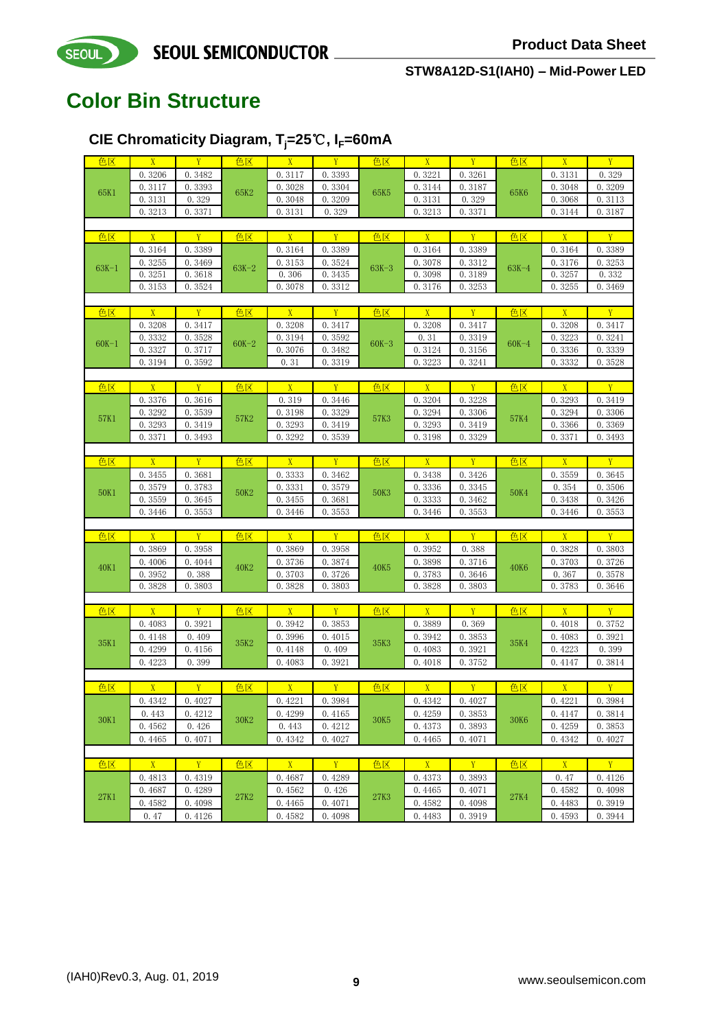# Color Bin Structure

## CIE Chromaticity Diagram, $T_j$=25℃, $I_F$=60mA

| 色区 | X | Y | 色区 | X | Y | 色区 | X | Y | 色区 | X | Y |
|---|---|---|---|---|---|---|---|---|---|---|---|
| 65K1 | 0.3206 | 0.3482 | 65K2 | 0.3117 | 0.3393 | 65K5 | 0.3221 | 0.3261 | 65K6 | 0.3131 | 0.329 |
| | 0.3117 | 0.3393 | | 0.3028 | 0.3304 | | 0.3144 | 0.3187 | | 0.3048 | 0.3209 |
| | 0.3131 | 0.329 | | 0.3048 | 0.3209 | | 0.3131 | 0.329 | | 0.3068 | 0.3113 |
| | 0.3213 | 0.3371 | | 0.3131 | 0.329 | | 0.3213 | 0.3371 | | 0.3144 | 0.3187 |
| 色区 | X | Y | 色区 | X | Y | 色区 | X | Y | 色区 | X | Y |
| 63K-1 | 0.3164 | 0.3389 | 63K-2 | 0.3164 | 0.3389 | 63K-3 | 0.3164 | 0.3389 | 63K-4 | 0.3164 | 0.3389 |
| | 0.3255 | 0.3469 | | 0.3153 | 0.3524 | | 0.3078 | 0.3312 | | 0.3176 | 0.3253 |
| | 0.3251 | 0.3618 | | 0.306 | 0.3435 | | 0.3098 | 0.3189 | | 0.3257 | 0.332 |
| | 0.3153 | 0.3524 | | 0.3078 | 0.3312 | | 0.3176 | 0.3253 | | 0.3255 | 0.3469 |
| 色区 | X | Y | 色区 | X | Y | 色区 | X | Y | 色区 | X | Y |
| 60K-1 | 0.3208 | 0.3417 | 60K-2 | 0.3208 | 0.3417 | 60K-3 | 0.3208 | 0.3417 | 60K-4 | 0.3208 | 0.3417 |
| | 0.3332 | 0.3528 | | 0.3194 | 0.3592 | | 0.31 | 0.3319 | | 0.3223 | 0.3241 |
| | 0.3327 | 0.3717 | | 0.3076 | 0.3482 | | 0.3124 | 0.3156 | | 0.3336 | 0.3339 |
| | 0.3194 | 0.3592 | | 0.31 | 0.3319 | | 0.3223 | 0.3241 | | 0.3332 | 0.3528 |
| 色区 | X | Y | 色区 | X | Y | 色区 | X | Y | 色区 | X | Y |
| 57K1 | 0.3376 | 0.3616 | 57K2 | 0.319 | 0.3446 | 57K3 | 0.3204 | 0.3228 | 57K4 | 0.3293 | 0.3419 |
| | 0.3292 | 0.3539 | | 0.3198 | 0.3329 | | 0.3294 | 0.3306 | | 0.3294 | 0.3306 |
| | 0.3293 | 0.3419 | | 0.3293 | 0.3419 | | 0.3293 | 0.3419 | | 0.3366 | 0.3369 |
| | 0.3371 | 0.3493 | | 0.3292 | 0.3539 | | 0.3198 | 0.3329 | | 0.3371 | 0.3493 |
| 色区 | X | Y | 色区 | X | Y | 色区 | X | Y | 色区 | X | Y |
| 50K1 | 0.3455 | 0.3681 | 50K2 | 0.3333 | 0.3462 | 50K3 | 0.3438 | 0.3426 | 50K4 | 0.3559 | 0.3645 |
| | 0.3579 | 0.3783 | | 0.3331 | 0.3579 | | 0.3336 | 0.3345 | | 0.354 | 0.3506 |
| | 0.3559 | 0.3645 | | 0.3455 | 0.3681 | | 0.3333 | 0.3462 | | 0.3438 | 0.3426 |
| | 0.3446 | 0.3553 | | 0.3446 | 0.3553 | | 0.3446 | 0.3553 | | 0.3446 | 0.3553 |
| 色区 | X | Y | 色区 | X | Y | 色区 | X | Y | 色区 | X | Y |
| 40K1 | 0.3869 | 0.3958 | 40K2 | 0.3869 | 0.3958 | 40K5 | 0.3952 | 0.388 | 40K6 | 0.3828 | 0.3803 |
| | 0.4006 | 0.4044 | | 0.3736 | 0.3874 | | 0.3898 | 0.3716 | | 0.3703 | 0.3726 |
| | 0.3952 | 0.388 | | 0.3703 | 0.3726 | | 0.3783 | 0.3646 | | 0.367 | 0.3578 |
| | 0.3828 | 0.3803 | | 0.3828 | 0.3803 | | 0.3828 | 0.3803 | | 0.3783 | 0.3646 |
| 色区 | X | Y | 色区 | X | Y | 色区 | X | Y | 色区 | X | Y |
| 35K1 | 0.4083 | 0.3921 | 35K2 | 0.3942 | 0.3853 | 35K3 | 0.3889 | 0.369 | 35K4 | 0.4018 | 0.3752 |
| | 0.4148 | 0.409 | | 0.3996 | 0.4015 | | 0.3942 | 0.3853 | | 0.4083 | 0.3921 |
| | 0.4299 | 0.4156 | | 0.4148 | 0.409 | | 0.4083 | 0.3921 | | 0.4223 | 0.399 |
| | 0.4223 | 0.399 | | 0.4083 | 0.3921 | | 0.4018 | 0.3752 | | 0.4147 | 0.3814 |
| 色区 | X | Y | 色区 | X | Y | 色区 | X | Y | 色区 | X | Y |
| 30K1 | 0.4342 | 0.4027 | 30K2 | 0.4221 | 0.3984 | 30K5 | 0.4342 | 0.4027 | 30K6 | 0.4221 | 0.3984 |
| | 0.443 | 0.4212 | | 0.4299 | 0.4165 | | 0.4259 | 0.3853 | | 0.4147 | 0.3814 |
| | 0.4562 | 0.426 | | 0.443 | 0.4212 | | 0.4373 | 0.3893 | | 0.4259 | 0.3853 |
| | 0.4465 | 0.4071 | | 0.4342 | 0.4027 | | 0.4465 | 0.4071 | | 0.4342 | 0.4027 |
| 色区 | X | Y | 色区 | X | Y | 色区 | X | Y | 色区 | X | Y |
| 27K1 | 0.4813 | 0.4319 | 27K2 | 0.4687 | 0.4289 | 27K3 | 0.4373 | 0.3893 | 27K4 | 0.47 | 0.4126 |
| | 0.4687 | 0.4289 | | 0.4562 | 0.426 | | 0.4465 | 0.4071 | | 0.4582 | 0.4098 |
| | 0.4582 | 0.4098 | | 0.4465 | 0.4071 | | 0.4582 | 0.4098 | | 0.4483 | 0.3919 |
| | 0.47 | 0.4126 | | 0.4582 | 0.4098 | | 0.4483 | 0.3919 | | 0.4593 | 0.3944 |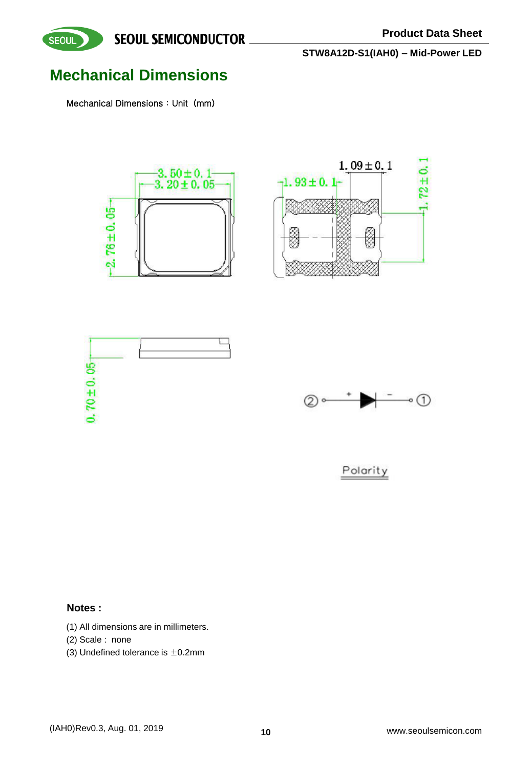# Mechanical Dimensions

Mechanical Dimensions：Unit（mm）

3.50±0.1
3.20±0.05
2.76±0.05
1.09±0.1
1.93±0.1
1.72±0.1
0.70±0.05

② + − ①

Polarity

**Notes :**

(1) All dimensions are in millimeters.
(2) Scale : none
(3) Undefined tolerance is ±0.2mm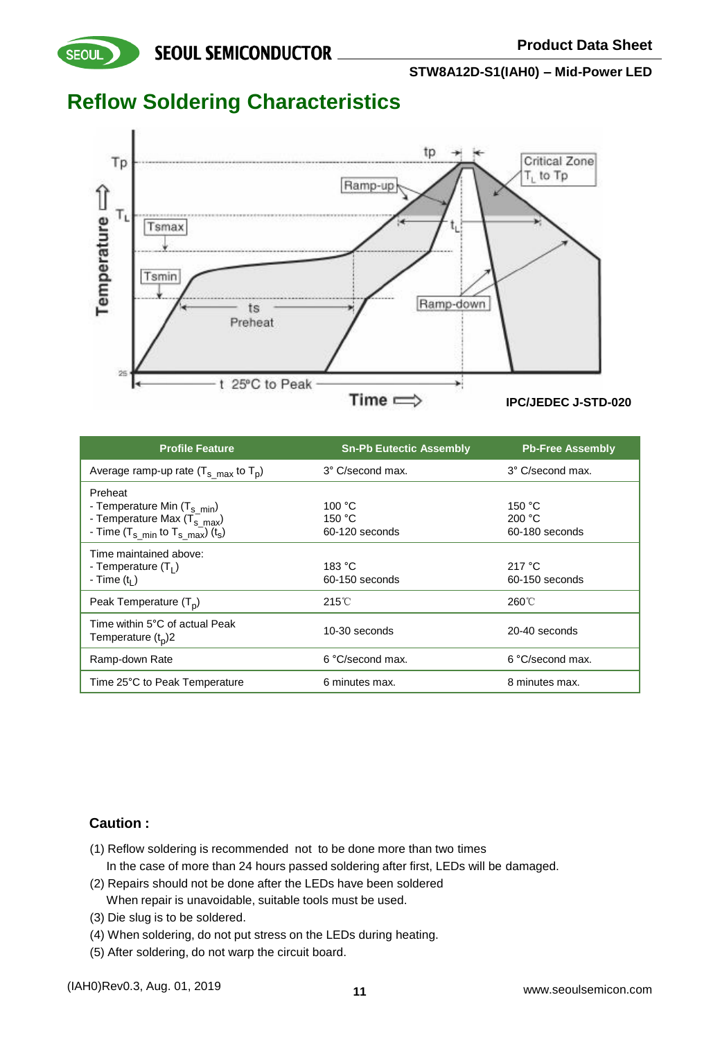## Reflow Soldering Characteristics

IPC/JEDEC J-STD-020

| Profile Feature | Sn-Pb Eutectic Assembly | Pb-Free Assembly |
|---|---|---|
| Average ramp-up rate ($T_{s\_max}$ to $T_p$) | 3° C/second max. | 3° C/second max. |
| Preheat<br>- Temperature Min ($T_{s\_min}$)<br>- Temperature Max ($T_{s\_max}$)<br>- Time ($T_{s\_min}$ to $T_{s\_max}$) ($t_s$) | <br>100 °C<br>150 °C<br>60-120 seconds | <br>150 °C<br>200 °C<br>60-180 seconds |
| Time maintained above:<br>- Temperature ($T_L$)<br>- Time ($t_L$) | <br>183 °C<br>60-150 seconds | <br>217 °C<br>60-150 seconds |
| Peak Temperature ($T_p$) | 215℃ | 260℃ |
| Time within 5°C of actual Peak Temperature ($t_p$)2 | 10-30 seconds | 20-40 seconds |
| Ramp-down Rate | 6 °C/second max. | 6 °C/second max. |
| Time 25°C to Peak Temperature | 6 minutes max. | 8 minutes max. |

**Caution :**

(1) Reflow soldering is recommended not to be done more than two times
In the case of more than 24 hours passed soldering after first, LEDs will be damaged.
(2) Repairs should not be done after the LEDs have been soldered
When repair is unavoidable, suitable tools must be used.
(3) Die slug is to be soldered.
(4) When soldering, do not put stress on the LEDs during heating.
(5) After soldering, do not warp the circuit board.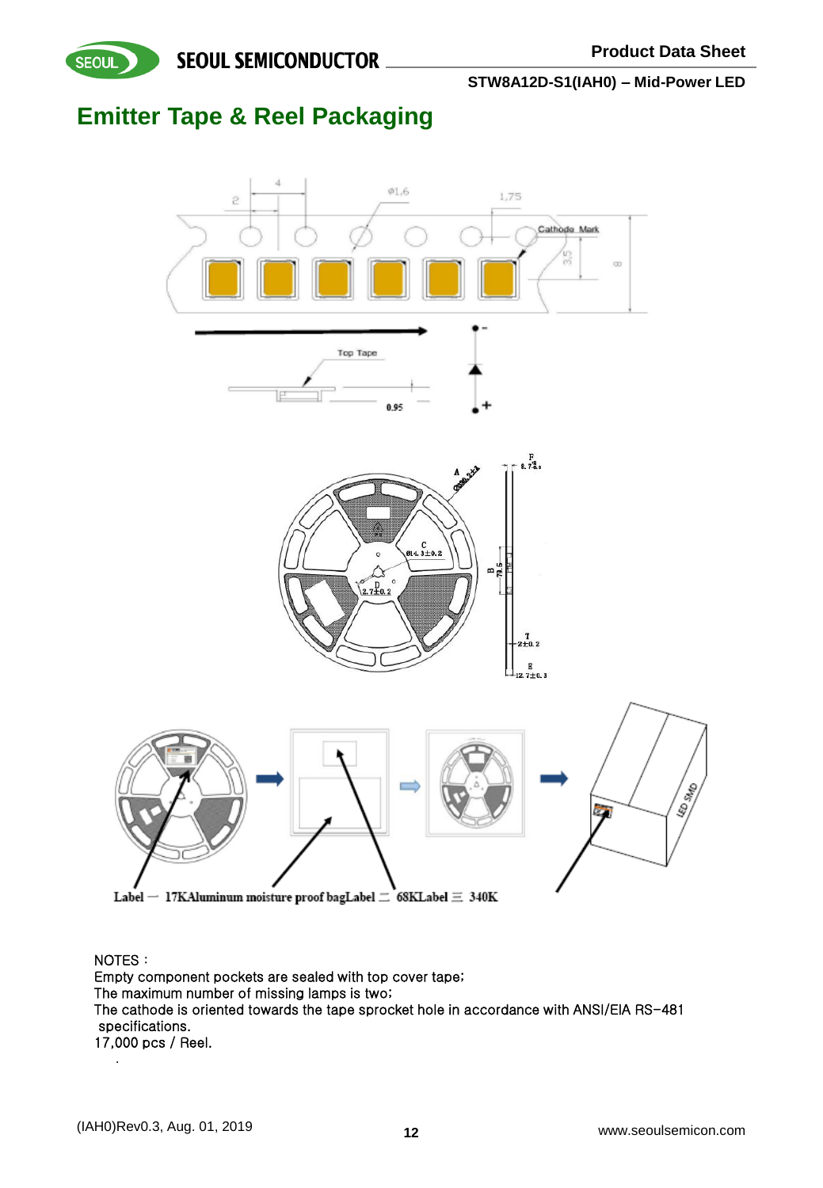# Emitter Tape & Reel Packaging

Label 一 17K Aluminum moisture proof bag Label 二 68K Label 三 340K

NOTES：
Empty component pockets are sealed with top cover tape;
The maximum number of missing lamps is two;
The cathode is oriented towards the tape sprocket hole in accordance with ANSI/EIA RS-481 specifications.
17,000 pcs / Reel.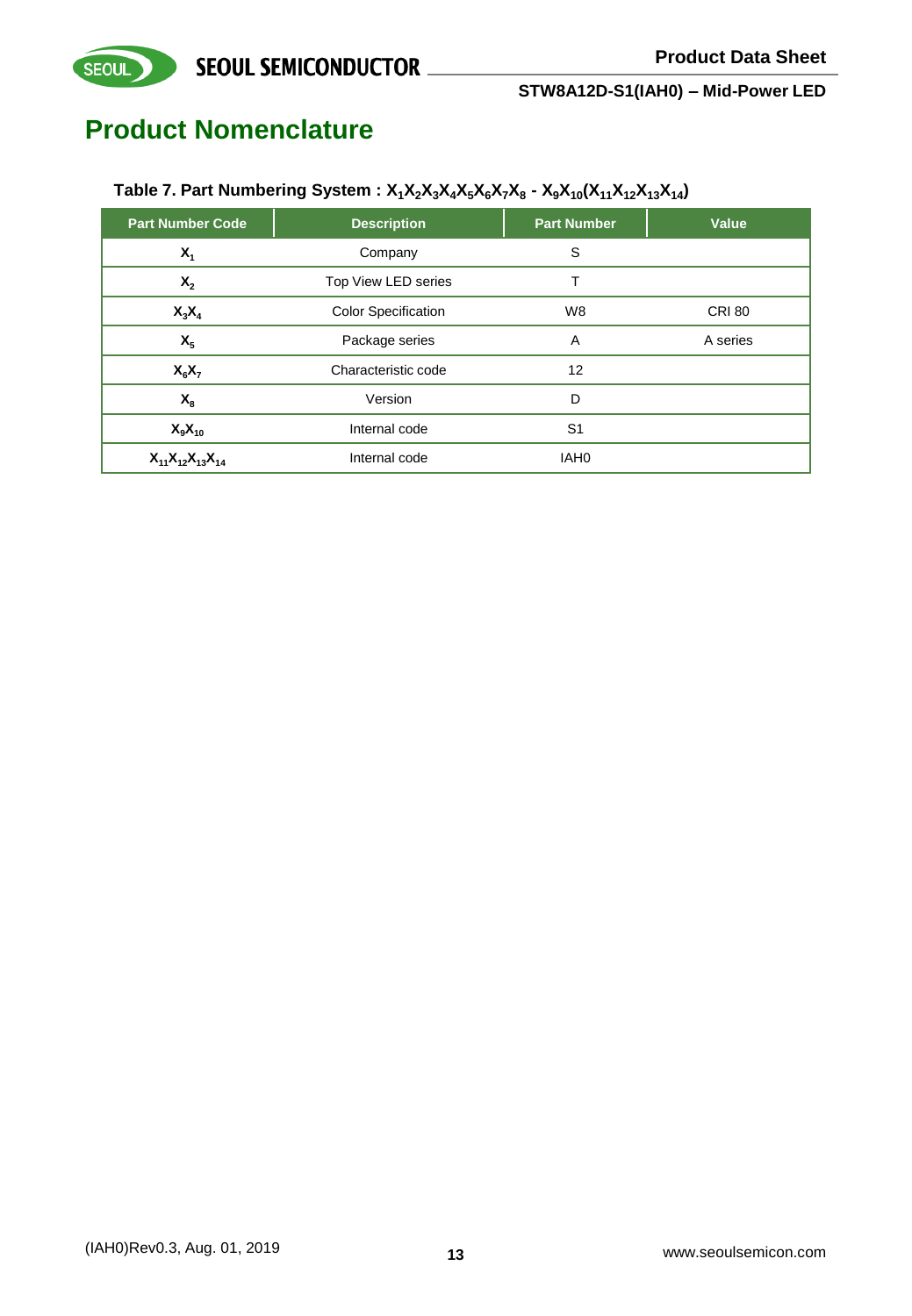# Product Nomenclature

**Table 7. Part Numbering System : $X_1X_2X_3X_4X_5X_6X_7X_8$ - $X_9X_{10}(X_{11}X_{12}X_{13}X_{14})$**

| Part Number Code | Description | Part Number | Value |
|---|---|---|---|
| $X_1$ | Company | S | |
| $X_2$ | Top View LED series | T | |
| $X_3X_4$ | Color Specification | W8 | CRI 80 |
| $X_5$ | Package series | A | A series |
| $X_6X_7$ | Characteristic code | 12 | |
| $X_8$ | Version | D | |
| $X_9X_{10}$ | Internal code | S1 | |
| $X_{11}X_{12}X_{13}X_{14}$ | Internal code | IAH0 | |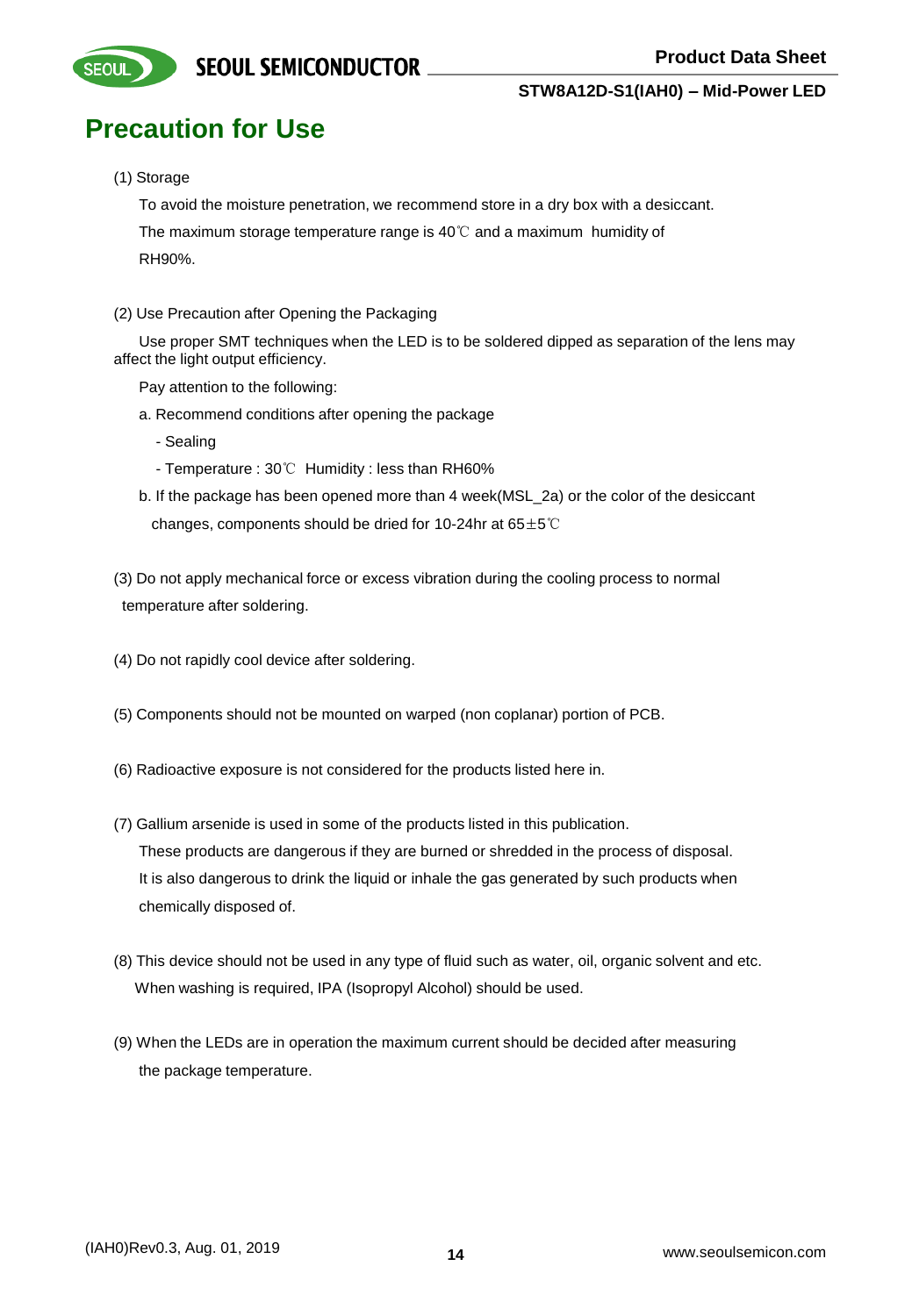# Precaution for Use

(1) Storage

To avoid the moisture penetration, we recommend store in a dry box with a desiccant.

The maximum storage temperature range is 40℃ and a maximum humidity of RH90%.

(2) Use Precaution after Opening the Packaging

Use proper SMT techniques when the LED is to be soldered dipped as separation of the lens may affect the light output efficiency.

Pay attention to the following:

a. Recommend conditions after opening the package

- Sealing
- Temperature : 30℃ Humidity : less than RH60%

b. If the package has been opened more than 4 week(MSL_2a) or the color of the desiccant changes, components should be dried for 10-24hr at 65±5℃

(3) Do not apply mechanical force or excess vibration during the cooling process to normal temperature after soldering.

(4) Do not rapidly cool device after soldering.

(5) Components should not be mounted on warped (non coplanar) portion of PCB.

(6) Radioactive exposure is not considered for the products listed here in.

(7) Gallium arsenide is used in some of the products listed in this publication.

These products are dangerous if they are burned or shredded in the process of disposal.

It is also dangerous to drink the liquid or inhale the gas generated by such products when chemically disposed of.

(8) This device should not be used in any type of fluid such as water, oil, organic solvent and etc.

When washing is required, IPA (Isopropyl Alcohol) should be used.

(9) When the LEDs are in operation the maximum current should be decided after measuring the package temperature.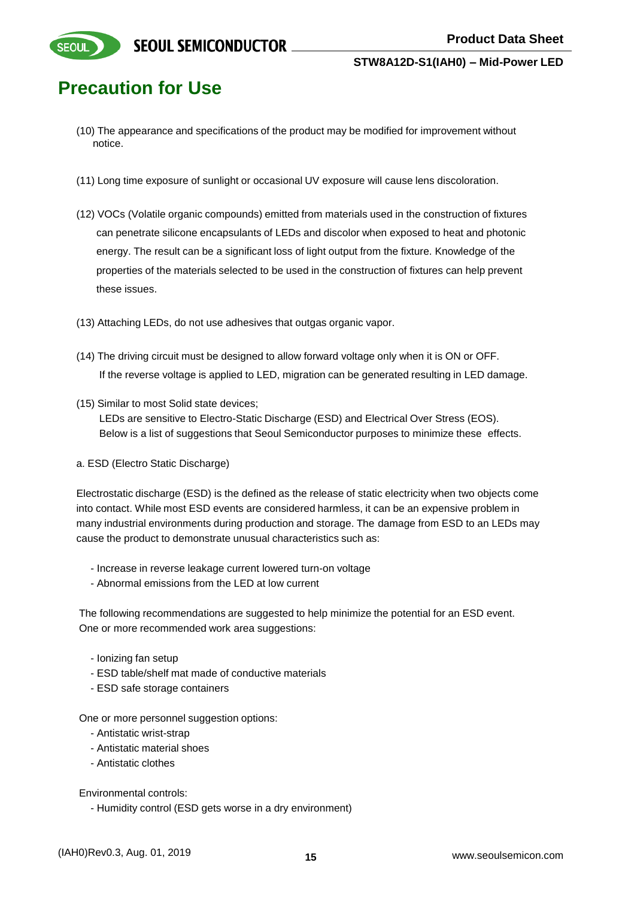# Precaution for Use

(10) The appearance and specifications of the product may be modified for improvement without notice.

(11) Long time exposure of sunlight or occasional UV exposure will cause lens discoloration.

(12) VOCs (Volatile organic compounds) emitted from materials used in the construction of fixtures can penetrate silicone encapsulants of LEDs and discolor when exposed to heat and photonic energy. The result can be a significant loss of light output from the fixture. Knowledge of the properties of the materials selected to be used in the construction of fixtures can help prevent these issues.

(13) Attaching LEDs, do not use adhesives that outgas organic vapor.

(14) The driving circuit must be designed to allow forward voltage only when it is ON or OFF. If the reverse voltage is applied to LED, migration can be generated resulting in LED damage.

(15) Similar to most Solid state devices;
LEDs are sensitive to Electro-Static Discharge (ESD) and Electrical Over Stress (EOS).
Below is a list of suggestions that Seoul Semiconductor purposes to minimize these effects.

a. ESD (Electro Static Discharge)

Electrostatic discharge (ESD) is the defined as the release of static electricity when two objects come into contact. While most ESD events are considered harmless, it can be an expensive problem in many industrial environments during production and storage. The damage from ESD to an LEDs may cause the product to demonstrate unusual characteristics such as:

- Increase in reverse leakage current lowered turn-on voltage
- Abnormal emissions from the LED at low current

The following recommendations are suggested to help minimize the potential for an ESD event.
One or more recommended work area suggestions:

- Ionizing fan setup
- ESD table/shelf mat made of conductive materials
- ESD safe storage containers

One or more personnel suggestion options:

- Antistatic wrist-strap
- Antistatic material shoes
- Antistatic clothes

Environmental controls:

- Humidity control (ESD gets worse in a dry environment)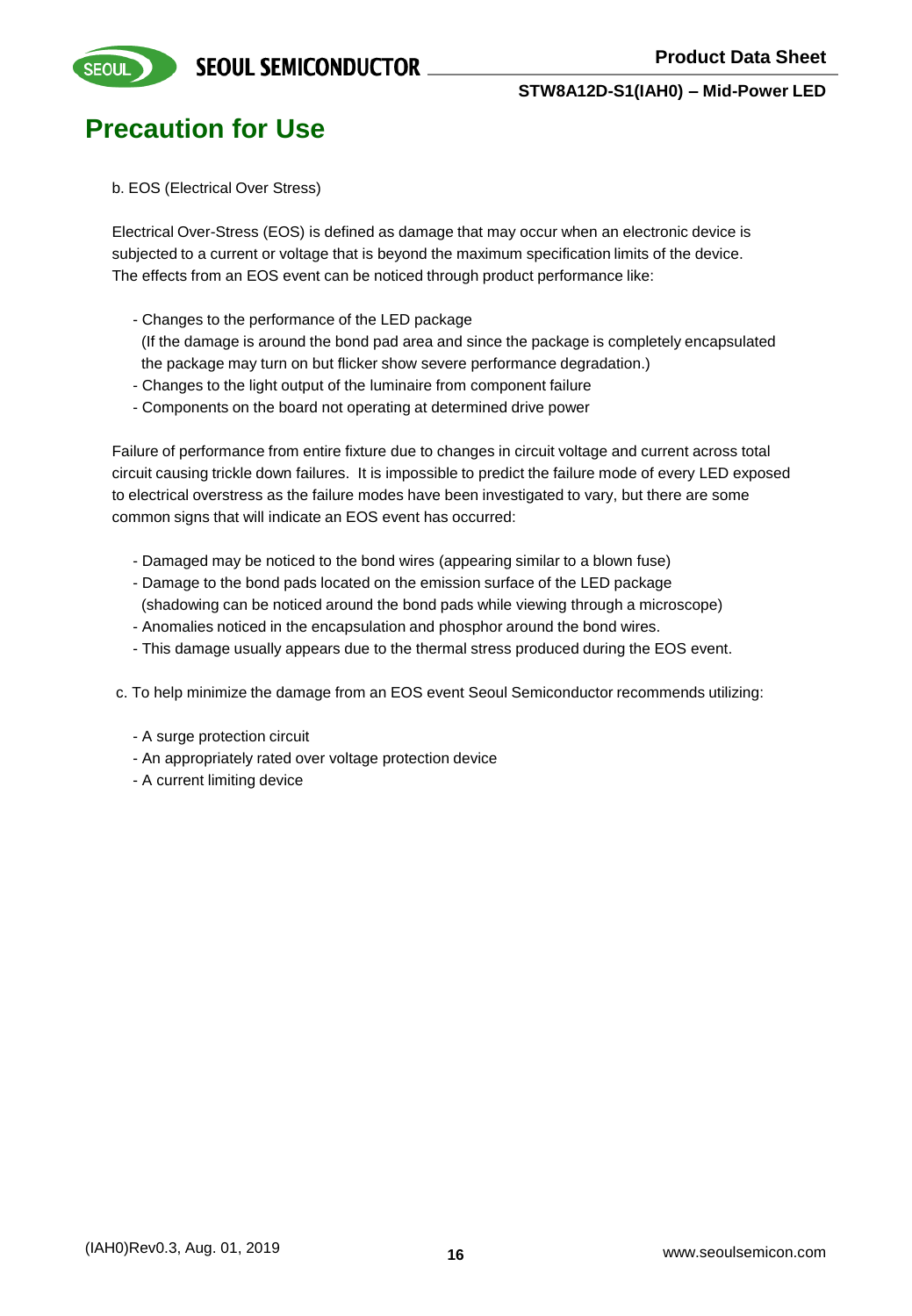# Precaution for Use

b. EOS (Electrical Over Stress)

Electrical Over-Stress (EOS) is defined as damage that may occur when an electronic device is subjected to a current or voltage that is beyond the maximum specification limits of the device. The effects from an EOS event can be noticed through product performance like:

- Changes to the performance of the LED package
  (If the damage is around the bond pad area and since the package is completely encapsulated the package may turn on but flicker show severe performance degradation.)
- Changes to the light output of the luminaire from component failure
- Components on the board not operating at determined drive power

Failure of performance from entire fixture due to changes in circuit voltage and current across total circuit causing trickle down failures. It is impossible to predict the failure mode of every LED exposed to electrical overstress as the failure modes have been investigated to vary, but there are some common signs that will indicate an EOS event has occurred:

- Damaged may be noticed to the bond wires (appearing similar to a blown fuse)
- Damage to the bond pads located on the emission surface of the LED package
  (shadowing can be noticed around the bond pads while viewing through a microscope)
- Anomalies noticed in the encapsulation and phosphor around the bond wires.
- This damage usually appears due to the thermal stress produced during the EOS event.

c. To help minimize the damage from an EOS event Seoul Semiconductor recommends utilizing:

- A surge protection circuit
- An appropriately rated over voltage protection device
- A current limiting device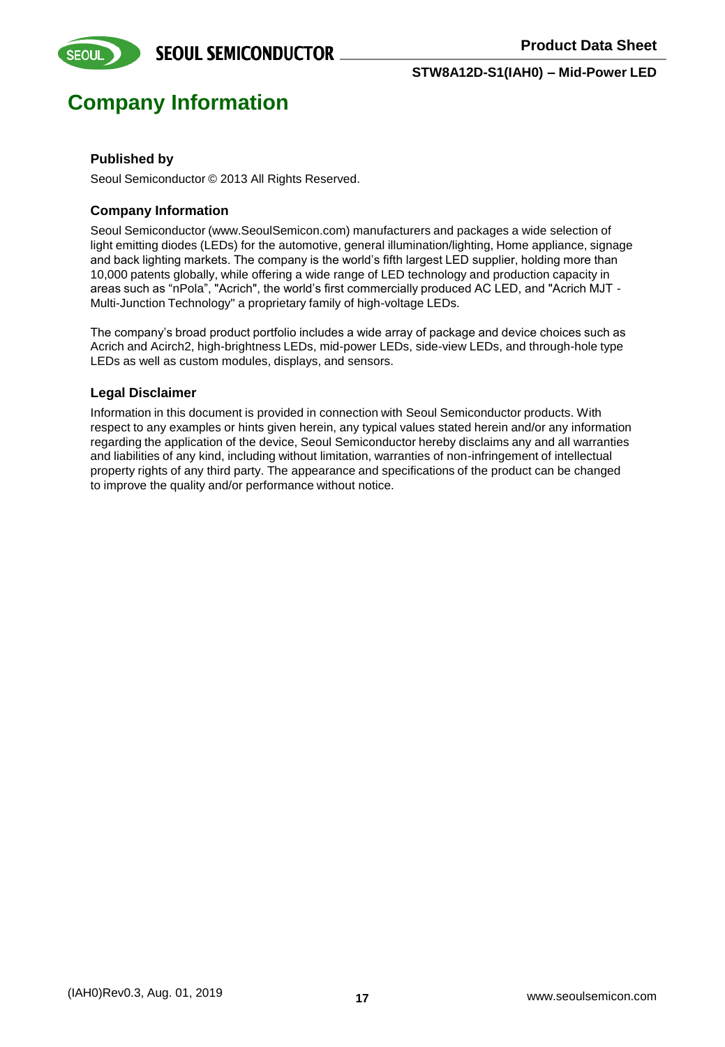# Company Information

### Published by

Seoul Semiconductor © 2013 All Rights Reserved.

### Company Information

Seoul Semiconductor (www.SeoulSemicon.com) manufacturers and packages a wide selection of light emitting diodes (LEDs) for the automotive, general illumination/lighting, Home appliance, signage and back lighting markets. The company is the world's fifth largest LED supplier, holding more than 10,000 patents globally, while offering a wide range of LED technology and production capacity in areas such as "nPola", "Acrich", the world's first commercially produced AC LED, and "Acrich MJT - Multi-Junction Technology" a proprietary family of high-voltage LEDs.

The company's broad product portfolio includes a wide array of package and device choices such as Acrich and Acirch2, high-brightness LEDs, mid-power LEDs, side-view LEDs, and through-hole type LEDs as well as custom modules, displays, and sensors.

### Legal Disclaimer

Information in this document is provided in connection with Seoul Semiconductor products. With respect to any examples or hints given herein, any typical values stated herein and/or any information regarding the application of the device, Seoul Semiconductor hereby disclaims any and all warranties and liabilities of any kind, including without limitation, warranties of non-infringement of intellectual property rights of any third party. The appearance and specifications of the product can be changed to improve the quality and/or performance without notice.